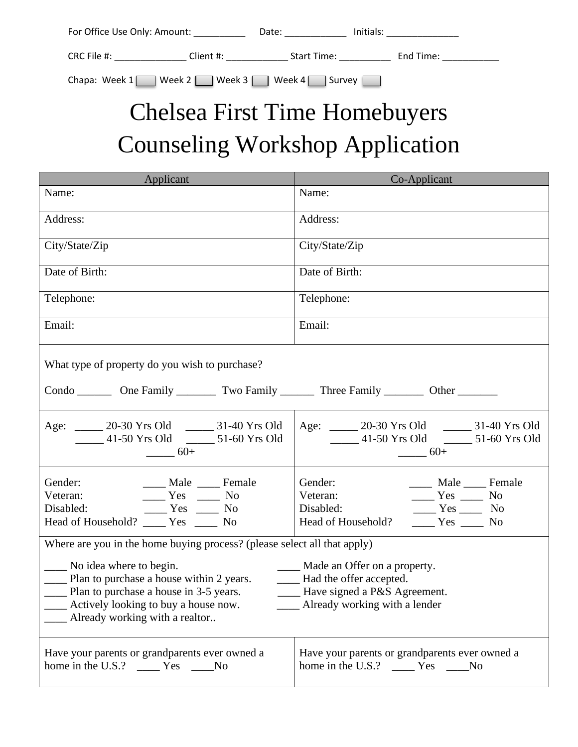For Office Use Only: Amount: __________ Date: ____________ Initials: ______________

CRC File #: ______________ Client #: ____________ Start Time: __________ End Time: ___________

Chapa: Week 1 ☐ Week 2 ☐ Week 3 ☐ Week 4 ☐ Survey ☐

# Chelsea First Time Homebuyers Counseling Workshop Application

| Applicant | Co-Applicant |
|---|---|
| Name: | Name: |
| Address: | Address: |
| City/State/Zip | City/State/Zip |
| Date of Birth: | Date of Birth: |
| Telephone: | Telephone: |
| Email: | Email: |

What type of property do you wish to purchase?

Condo ______ One Family _______ Two Family ______ Three Family _______ Other _______

| Applicant | Co-Applicant |
|---|---|
| Age: _____ 20-30 Yrs Old _____ 31-40 Yrs Old _____ 41-50 Yrs Old _____ 51-60 Yrs Old _____ 60+ | Age: _____ 20-30 Yrs Old _____ 31-40 Yrs Old _____ 41-50 Yrs Old _____ 51-60 Yrs Old _____ 60+ |
| Gender: ____ Male ____ Female<br>Veteran: ____ Yes ____ No<br>Disabled: ____ Yes ____ No<br>Head of Household? ____ Yes ____ No | Gender: ____ Male ____ Female<br>Veteran: ____ Yes ____ No<br>Disabled: ____ Yes ____ No<br>Head of Household? ____ Yes ____ No |

Where are you in the home buying process? (please select all that apply)

____ No idea where to begin.
____ Plan to purchase a house within 2 years.
____ Plan to purchase a house in 3-5 years.
____ Actively looking to buy a house now.
____ Already working with a realtor..
____ Made an Offer on a property.
____ Had the offer accepted.
____ Have signed a P&S Agreement.
____ Already working with a lender

| Applicant | Co-Applicant |
|---|---|
| Have your parents or grandparents ever owned a home in the U.S.? ____ Yes ____No | Have your parents or grandparents ever owned a home in the U.S.? ____ Yes ____No |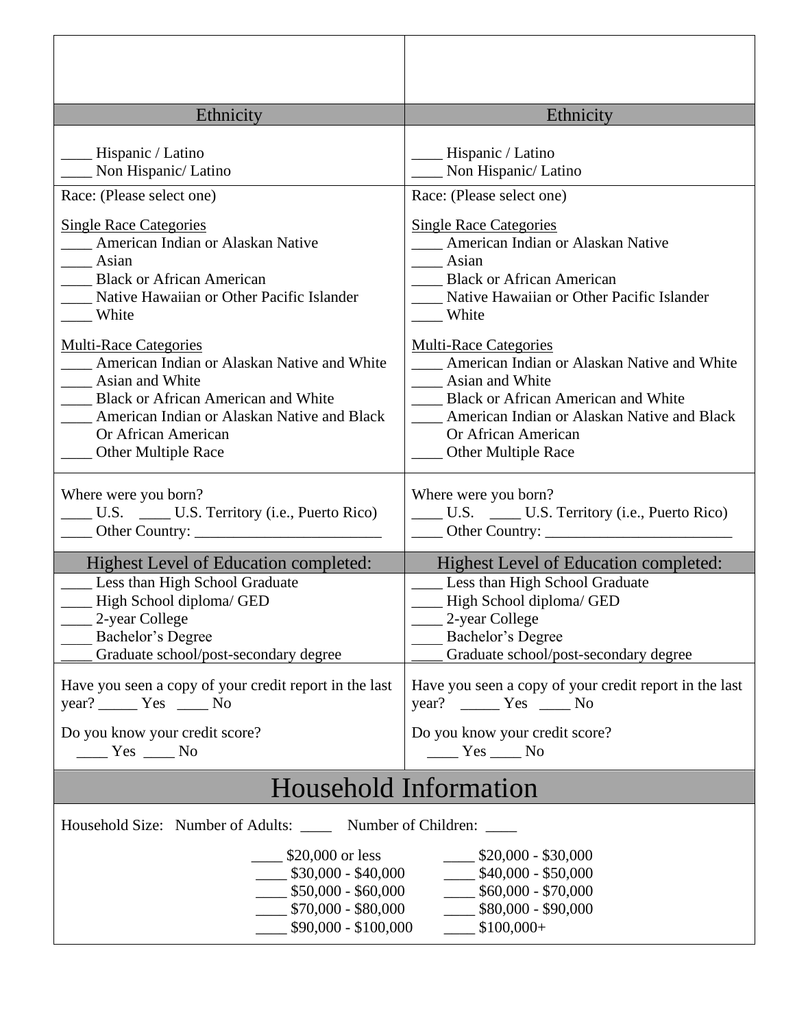| | |
|---|---|
| | |
| Ethnicity | Ethnicity |
| ____ Hispanic / Latino<br>____ Non Hispanic/ Latino | ____ Hispanic / Latino<br>____ Non Hispanic/ Latino |
| Race: (Please select one)<br><br>Single Race Categories<br>____ American Indian or Alaskan Native<br>____ Asian<br>____ Black or African American<br>____ Native Hawaiian or Other Pacific Islander<br>____ White<br><br>Multi-Race Categories<br>____ American Indian or Alaskan Native and White<br>____ Asian and White<br>____ Black or African American and White<br>____ American Indian or Alaskan Native and Black Or African American<br>____ Other Multiple Race | Race: (Please select one)<br><br>Single Race Categories<br>____ American Indian or Alaskan Native<br>____ Asian<br>____ Black or African American<br>____ Native Hawaiian or Other Pacific Islander<br>____ White<br><br>Multi-Race Categories<br>____ American Indian or Alaskan Native and White<br>____ Asian and White<br>____ Black or African American and White<br>____ American Indian or Alaskan Native and Black Or African American<br>____ Other Multiple Race |
| Where were you born?<br>____ U.S. ____ U.S. Territory (i.e., Puerto Rico)<br>____ Other Country: ________________________ | Where were you born?<br>____ U.S. ____ U.S. Territory (i.e., Puerto Rico)<br>____ Other Country: ________________________ |
| Highest Level of Education completed: | Highest Level of Education completed: |
| ____ Less than High School Graduate<br>____ High School diploma/ GED<br>____ 2-year College<br>____ Bachelor's Degree<br>____ Graduate school/post-secondary degree | ____ Less than High School Graduate<br>____ High School diploma/ GED<br>____ 2-year College<br>____ Bachelor's Degree<br>____ Graduate school/post-secondary degree |
| Have you seen a copy of your credit report in the last year? _____ Yes ____ No<br><br>Do you know your credit score?<br>____ Yes ____ No | Have you seen a copy of your credit report in the last year? _____ Yes ____ No<br><br>Do you know your credit score?<br>____ Yes ____ No |

# Household Information

Household Size: Number of Adults: ____ Number of Children: ____

| | |
|---|---|
| ____ $20,000 or less | ____ $20,000 - $30,000 |
| ____ $30,000 - $40,000 | ____ $40,000 - $50,000 |
| ____ $50,000 - $60,000 | ____ $60,000 - $70,000 |
| ____ $70,000 - $80,000 | ____ $80,000 - $90,000 |
| ____ $90,000 - $100,000 | ____ $100,000+ |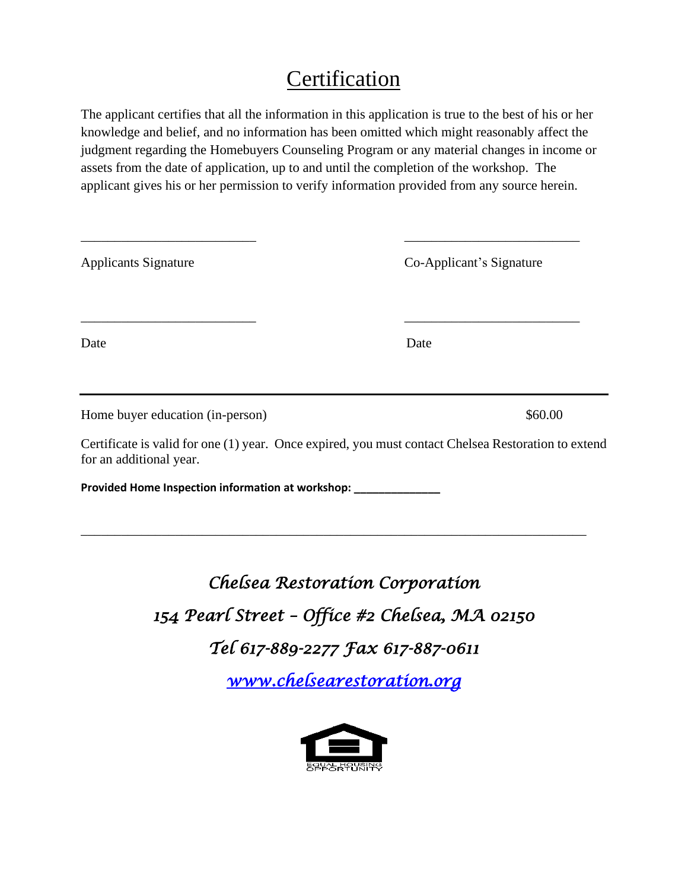# Certification

The applicant certifies that all the information in this application is true to the best of his or her knowledge and belief, and no information has been omitted which might reasonably affect the judgment regarding the Homebuyers Counseling Program or any material changes in income or assets from the date of application, up to and until the completion of the workshop. The applicant gives his or her permission to verify information provided from any source herein.

\_\_\_\_\_\_\_\_\_\_\_\_\_\_\_\_\_\_\_\_\_\_\_\_\_\_ \_\_\_\_\_\_\_\_\_\_\_\_\_\_\_\_\_\_\_\_\_\_\_\_\_\_

Applicants Signature Co-Applicant's Signature

\_\_\_\_\_\_\_\_\_\_\_\_\_\_\_\_\_\_\_\_\_\_\_\_\_\_ \_\_\_\_\_\_\_\_\_\_\_\_\_\_\_\_\_\_\_\_\_\_\_\_\_\_

Date Date

---

Home buyer education (in-person) $60.00

Certificate is valid for one (1) year. Once expired, you must contact Chelsea Restoration to extend for an additional year.

**Provided Home Inspection information at workshop: \_\_\_\_\_\_\_\_\_\_\_\_\_\_\_**

---

*Chelsea Restoration Corporation*

*154 Pearl Street – Office #2 Chelsea, MA 02150*

*Tel 617-889-2277 Fax 617-887-0611*

*www.chelsearestoration.org*

EQUAL HOUSING OPPORTUNITY